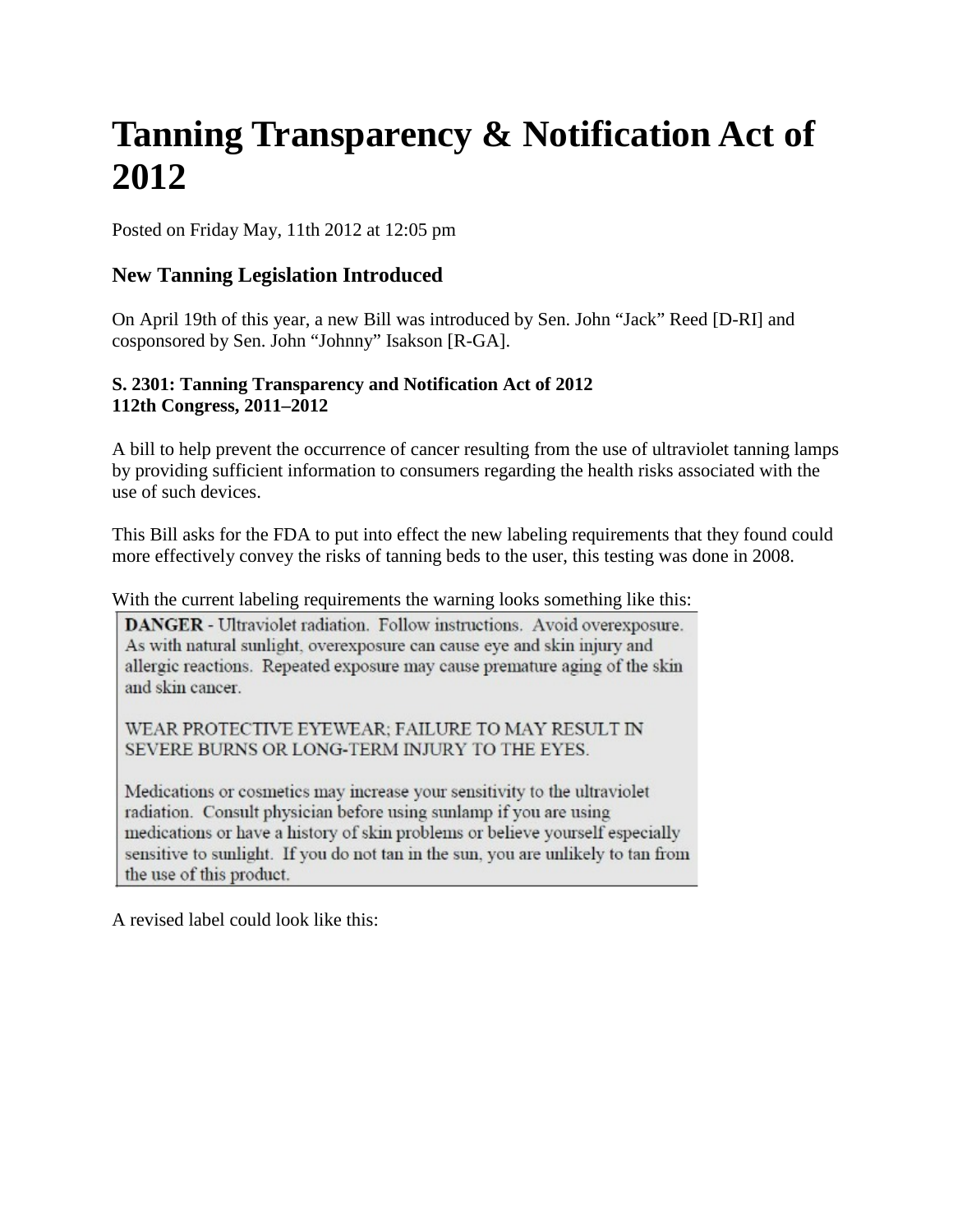# Tanning Transparency & Notification Act of 2012

Posted on Friday May, 11th 2012 at 12:05 pm

### New Tanning Legislation Introduced

On April 19th of this year, a new Bill was introduced by Sen. John "Jack" Reed [D-RI] and cosponsored by Sen. John "Johnny" Isakson [R-GA].

**S. 2301: Tanning Transparency and Notification Act of 2012**
**112th Congress, 2011–2012**

A bill to help prevent the occurrence of cancer resulting from the use of ultraviolet tanning lamps by providing sufficient information to consumers regarding the health risks associated with the use of such devices.

This Bill asks for the FDA to put into effect the new labeling requirements that they found could more effectively convey the risks of tanning beds to the user, this testing was done in 2008.

With the current labeling requirements the warning looks something like this:

**DANGER** - Ultraviolet radiation. Follow instructions. Avoid overexposure. As with natural sunlight, overexposure can cause eye and skin injury and allergic reactions. Repeated exposure may cause premature aging of the skin and skin cancer.

WEAR PROTECTIVE EYEWEAR; FAILURE TO MAY RESULT IN SEVERE BURNS OR LONG-TERM INJURY TO THE EYES.

Medications or cosmetics may increase your sensitivity to the ultraviolet radiation. Consult physician before using sunlamp if you are using medications or have a history of skin problems or believe yourself especially sensitive to sunlight. If you do not tan in the sun, you are unlikely to tan from the use of this product.

A revised label could look like this: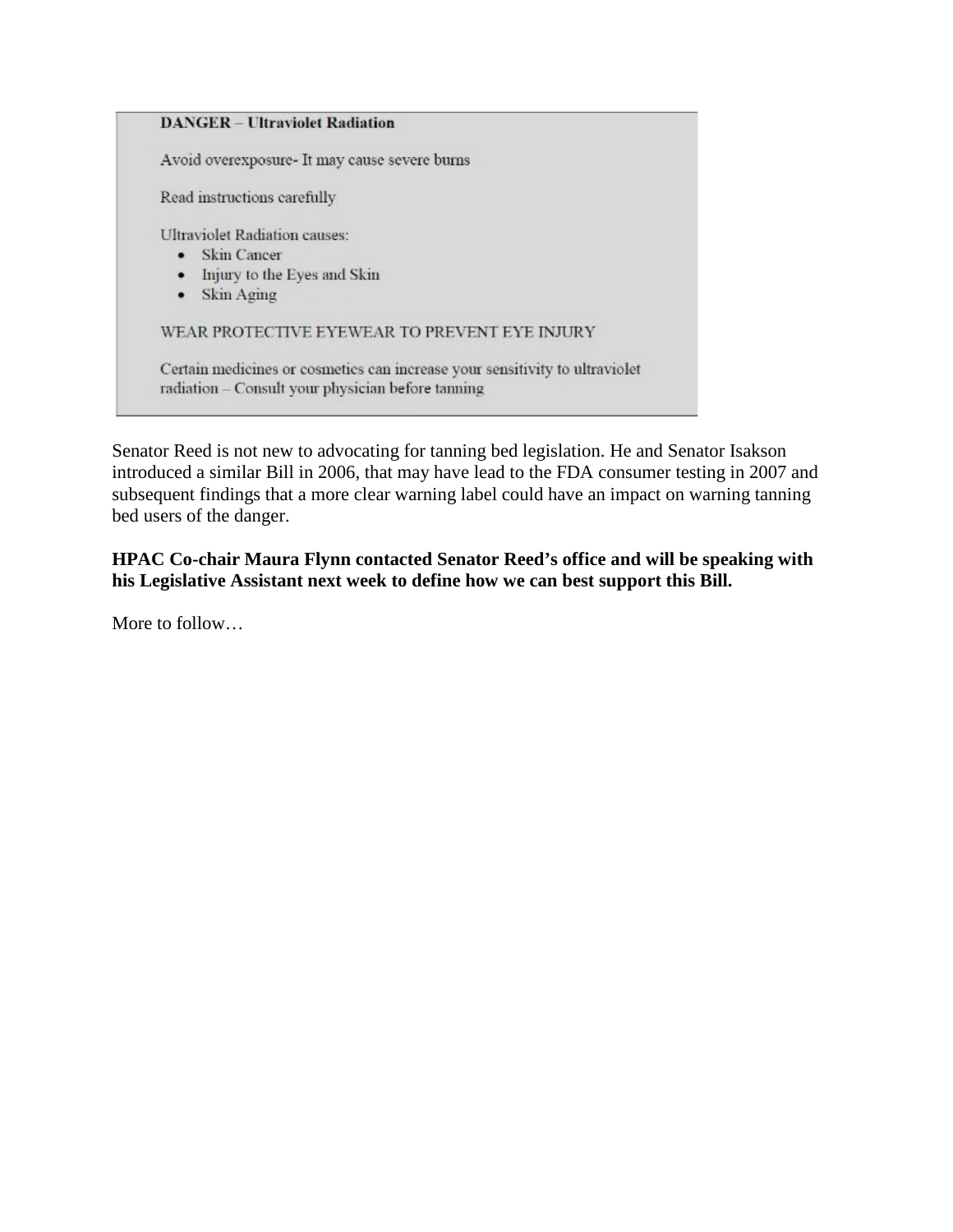**DANGER – Ultraviolet Radiation**

Avoid overexposure- It may cause severe burns

Read instructions carefully

Ultraviolet Radiation causes:

- Skin Cancer
- Injury to the Eyes and Skin
- Skin Aging

WEAR PROTECTIVE EYEWEAR TO PREVENT EYE INJURY

Certain medicines or cosmetics can increase your sensitivity to ultraviolet radiation – Consult your physician before tanning

Senator Reed is not new to advocating for tanning bed legislation. He and Senator Isakson introduced a similar Bill in 2006, that may have lead to the FDA consumer testing in 2007 and subsequent findings that a more clear warning label could have an impact on warning tanning bed users of the danger.

**HPAC Co-chair Maura Flynn contacted Senator Reed's office and will be speaking with his Legislative Assistant next week to define how we can best support this Bill.**

More to follow…